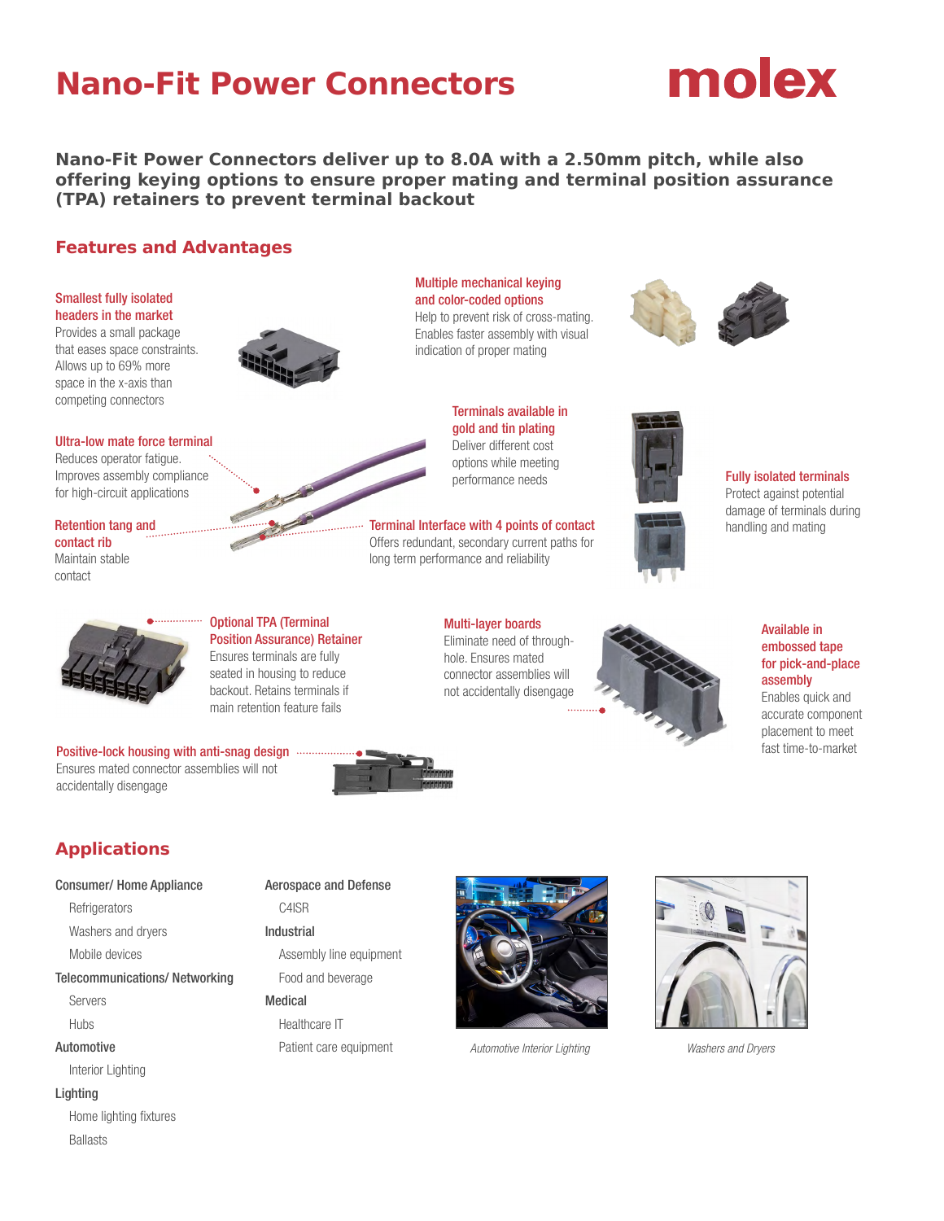# Nano-Fit Power Connectors

molex

**Nano-Fit Power Connectors deliver up to 8.0A with a 2.50mm pitch, while also offering keying options to ensure proper mating and terminal position assurance (TPA) retainers to prevent terminal backout**

## Features and Advantages

**Smallest fully isolated headers in the market**
Provides a small package that eases space constraints. Allows up to 69% more space in the x-axis than competing connectors

**Multiple mechanical keying and color-coded options**
Help to prevent risk of cross-mating. Enables faster assembly with visual indication of proper mating

**Ultra-low mate force terminal**
Reduces operator fatigue. Improves assembly compliance for high-circuit applications

**Terminals available in gold and tin plating**
Deliver different cost options while meeting performance needs

**Fully isolated terminals**
Protect against potential damage of terminals during handling and mating

**Retention tang and contact rib**
Maintain stable contact

**Terminal Interface with 4 points of contact**
Offers redundant, secondary current paths for long term performance and reliability

**Optional TPA (Terminal Position Assurance) Retainer**
Ensures terminals are fully seated in housing to reduce backout. Retains terminals if main retention feature fails

**Multi-layer boards**
Eliminate need of through-hole. Ensures mated connector assemblies will not accidentally disengage

**Available in embossed tape for pick-and-place assembly**
Enables quick and accurate component placement to meet fast time-to-market

**Positive-lock housing with anti-snag design**
Ensures mated connector assemblies will not accidentally disengage

## Applications

**Consumer/ Home Appliance**
- Refrigerators
- Washers and dryers
- Mobile devices

**Telecommunications/ Networking**
- Servers
- Hubs

**Automotive**
- Interior Lighting

**Lighting**
- Home lighting fixtures
- Ballasts

**Aerospace and Defense**
- C4ISR

**Industrial**
- Assembly line equipment
- Food and beverage

**Medical**
- Healthcare IT
- Patient care equipment

*Automotive Interior Lighting*

*Washers and Dryers*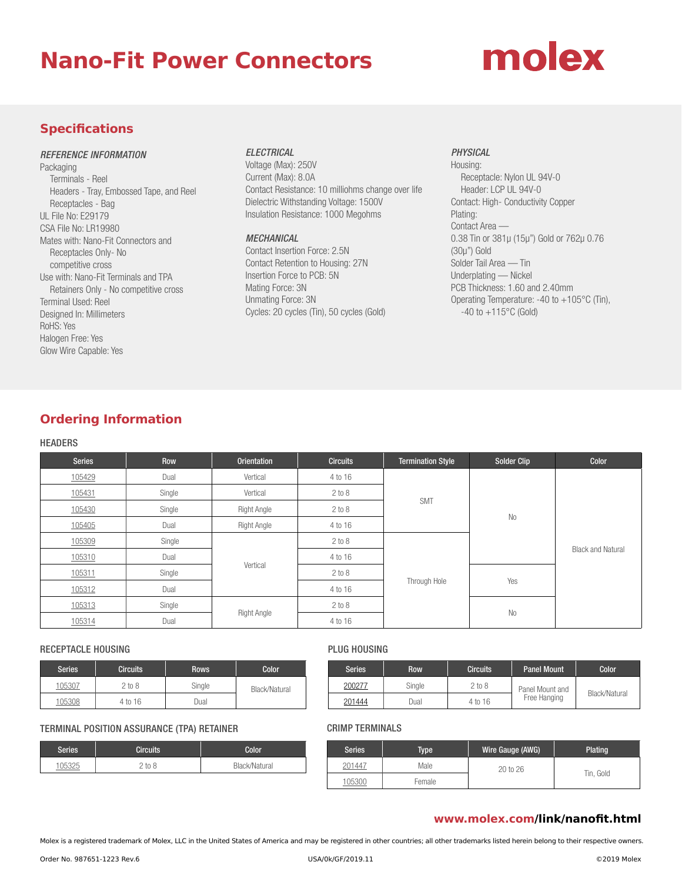# Nano-Fit Power Connectors

molex

## Specifications

### *REFERENCE INFORMATION*

Packaging
- Terminals - Reel
- Headers - Tray, Embossed Tape, and Reel
- Receptacles - Bag

UL File No: E29179
CSA File No: LR19980
Mates with: Nano-Fit Connectors and Receptacles Only- No competitive cross
Use with: Nano-Fit Terminals and TPA Retainers Only - No competitive cross
Terminal Used: Reel
Designed In: Millimeters
RoHS: Yes
Halogen Free: Yes
Glow Wire Capable: Yes

### *ELECTRICAL*

Voltage (Max): 250V
Current (Max): 8.0A
Contact Resistance: 10 milliohms change over life
Dielectric Withstanding Voltage: 1500V
Insulation Resistance: 1000 Megohms

### *MECHANICAL*

Contact Insertion Force: 2.5N
Contact Retention to Housing: 27N
Insertion Force to PCB: 5N
Mating Force: 3N
Unmating Force: 3N
Cycles: 20 cycles (Tin), 50 cycles (Gold)

### *PHYSICAL*

Housing:
- Receptacle: Nylon UL 94V-0
- Header: LCP UL 94V-0

Contact: High- Conductivity Copper
Plating:
Contact Area —
0.38 Tin or 381μ (15μ") Gold or 762μ 0.76 (30μ") Gold
Solder Tail Area — Tin
Underplating — Nickel
PCB Thickness: 1.60 and 2.40mm
Operating Temperature: -40 to +105°C (Tin), -40 to +115°C (Gold)

## Ordering Information

### HEADERS

| Series | Row | Orientation | Circuits | Termination Style | Solder Clip | Color |
|---|---|---|---|---|---|---|
| 105429 | Dual | Vertical | 4 to 16 | SMT | No | Black and Natural |
| 105431 | Single | Vertical | 2 to 8 | SMT | No | Black and Natural |
| 105430 | Single | Right Angle | 2 to 8 | SMT | No | Black and Natural |
| 105405 | Dual | Right Angle | 4 to 16 | SMT | No | Black and Natural |
| 105309 | Single | Vertical | 2 to 8 | Through Hole | No | Black and Natural |
| 105310 | Dual | Vertical | 4 to 16 | Through Hole | No | Black and Natural |
| 105311 | Single | Vertical | 2 to 8 | Through Hole | Yes | Black and Natural |
| 105312 | Dual | Vertical | 4 to 16 | Through Hole | Yes | Black and Natural |
| 105313 | Single | Right Angle | 2 to 8 | Through Hole | No | Black and Natural |
| 105314 | Dual | Right Angle | 4 to 16 | Through Hole | No | Black and Natural |

### RECEPTACLE HOUSING

| Series | Circuits | Rows | Color |
|---|---|---|---|
| 105307 | 2 to 8 | Single | Black/Natural |
| 105308 | 4 to 16 | Dual | Black/Natural |

### PLUG HOUSING

| Series | Row | Circuits | Panel Mount | Color |
|---|---|---|---|---|
| 200277 | Single | 2 to 8 | Panel Mount and Free Hanging | Black/Natural |
| 201444 | Dual | 4 to 16 | Panel Mount and Free Hanging | Black/Natural |

### TERMINAL POSITION ASSURANCE (TPA) RETAINER

| Series | Circuits | Color |
|---|---|---|
| 105325 | 2 to 8 | Black/Natural |

### CRIMP TERMINALS

| Series | Type | Wire Gauge (AWG) | Plating |
|---|---|---|---|
| 201447 | Male | 20 to 26 | Tin, Gold |
| 105300 | Female | 20 to 26 | Tin, Gold |

**www.molex.com/link/nanofit.html**

Molex is a registered trademark of Molex, LLC in the United States of America and may be registered in other countries; all other trademarks listed herein belong to their respective owners.

Order No. 987651-1223 Rev.6 USA/0k/GF/2019.11 ©2019 Molex